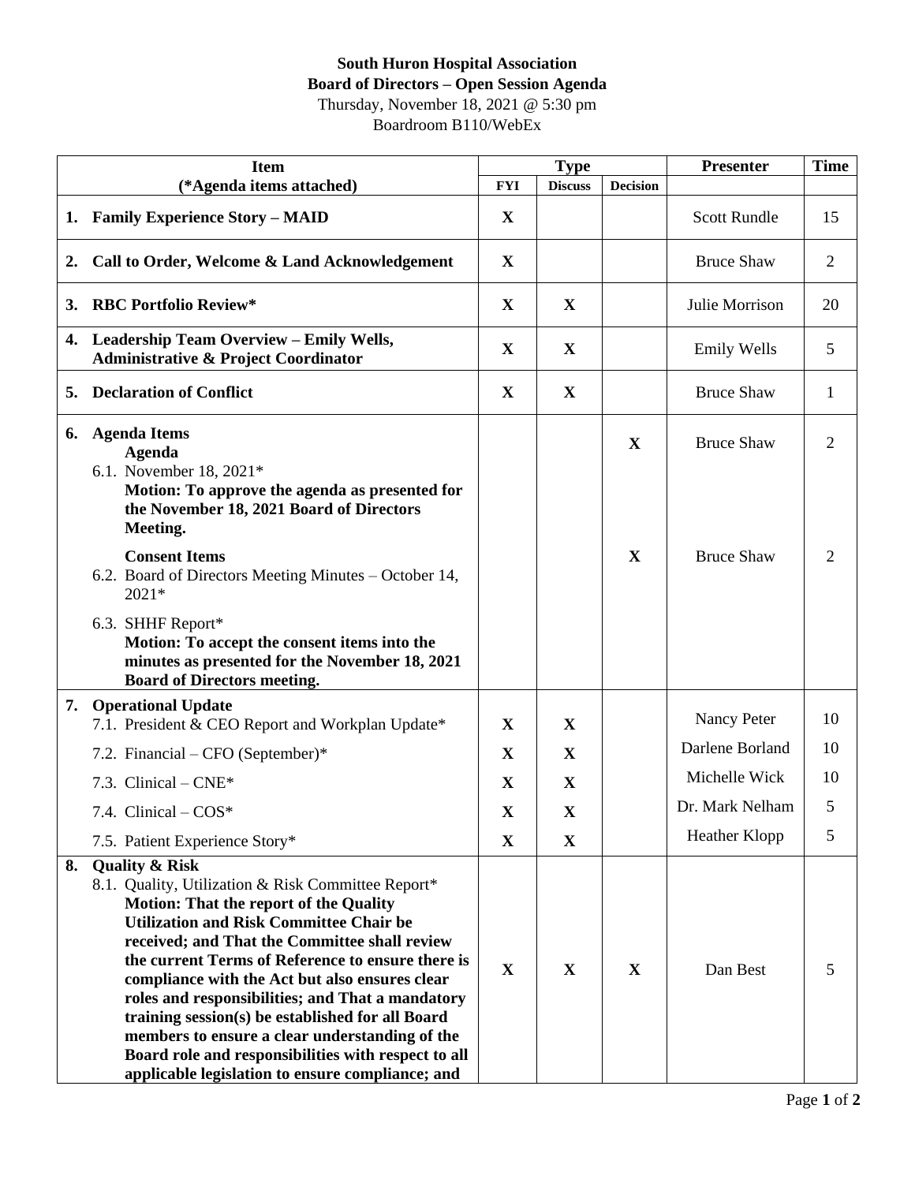**South Huron Hospital Association**
**Board of Directors – Open Session Agenda**
Thursday, November 18, 2021 @ 5:30 pm
Boardroom B110/WebEx

| Item (*Agenda items attached) | Type | | | Presenter | Time |
|---|---|---|---|---|---|
| | FYI | Discuss | Decision | | |
| **1. Family Experience Story – MAID** | X | | | Scott Rundle | 15 |
| **2. Call to Order, Welcome & Land Acknowledgement** | X | | | Bruce Shaw | 2 |
| **3. RBC Portfolio Review*** | X | X | | Julie Morrison | 20 |
| **4. Leadership Team Overview – Emily Wells, Administrative & Project Coordinator** | X | X | | Emily Wells | 5 |
| **5. Declaration of Conflict** | X | X | | Bruce Shaw | 1 |
| **6. Agenda Items** <br> **Agenda** <br> 6.1. November 18, 2021* <br> **Motion: To approve the agenda as presented for the November 18, 2021 Board of Directors Meeting.** | | | X | Bruce Shaw | 2 |
| **Consent Items** <br> 6.2. Board of Directors Meeting Minutes – October 14, 2021* <br> 6.3. SHHF Report* <br> **Motion: To accept the consent items into the minutes as presented for the November 18, 2021 Board of Directors meeting.** | | | X | Bruce Shaw | 2 |
| **7. Operational Update** <br> 7.1. President & CEO Report and Workplan Update* | X | X | | Nancy Peter | 10 |
| 7.2. Financial – CFO (September)* | X | X | | Darlene Borland | 10 |
| 7.3. Clinical – CNE* | X | X | | Michelle Wick | 10 |
| 7.4. Clinical – COS* | X | X | | Dr. Mark Nelham | 5 |
| 7.5. Patient Experience Story* | X | X | | Heather Klopp | 5 |
| **8. Quality & Risk** <br> 8.1. Quality, Utilization & Risk Committee Report* <br> **Motion: That the report of the Quality Utilization and Risk Committee Chair be received; and That the Committee shall review the current Terms of Reference to ensure there is compliance with the Act but also ensures clear roles and responsibilities; and That a mandatory training session(s) be established for all Board members to ensure a clear understanding of the Board role and responsibilities with respect to all applicable legislation to ensure compliance; and** | X | X | X | Dan Best | 5 |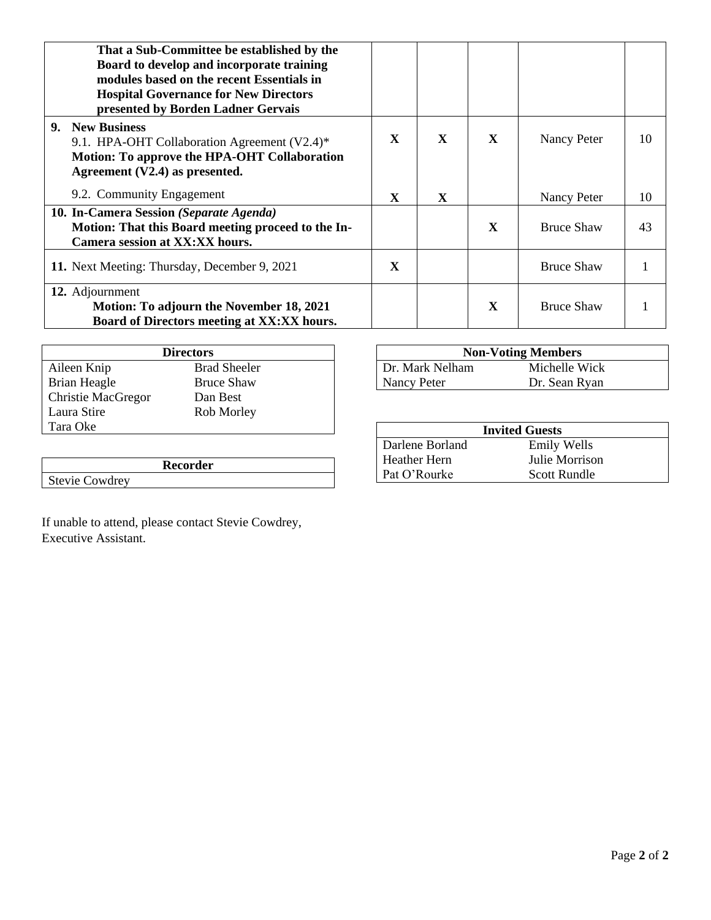| | | | | | |
|---|---|---|---|---|---|
| **That a Sub-Committee be established by the Board to develop and incorporate training modules based on the recent Essentials in Hospital Governance for New Directors presented by Borden Ladner Gervais** | | | | | |
| **9. New Business**<br>9.1. HPA-OHT Collaboration Agreement (V2.4)*<br>**Motion: To approve the HPA-OHT Collaboration Agreement (V2.4) as presented.** | **X** | **X** | **X** | Nancy Peter | 10 |
| 9.2. Community Engagement | **X** | **X** | | Nancy Peter | 10 |
| **10. In-Camera Session *(Separate Agenda)***<br>**Motion: That this Board meeting proceed to the In-Camera session at XX:XX hours.** | | | **X** | Bruce Shaw | 43 |
| **11.** Next Meeting: Thursday, December 9, 2021 | **X** | | | Bruce Shaw | 1 |
| **12.** Adjournment<br>**Motion: To adjourn the November 18, 2021 Board of Directors meeting at XX:XX hours.** | | | **X** | Bruce Shaw | 1 |

| **Directors** | |
|---|---|
| Aileen Knip | Brad Sheeler |
| Brian Heagle | Bruce Shaw |
| Christie MacGregor | Dan Best |
| Laura Stire | Rob Morley |
| Tara Oke | |

| **Non-Voting Members** | |
|---|---|
| Dr. Mark Nelham | Michelle Wick |
| Nancy Peter | Dr. Sean Ryan |

| **Invited Guests** | |
|---|---|
| Darlene Borland | Emily Wells |
| Heather Hern | Julie Morrison |
| Pat O'Rourke | Scott Rundle |

| **Recorder** |
|---|
| Stevie Cowdrey |

If unable to attend, please contact Stevie Cowdrey, Executive Assistant.